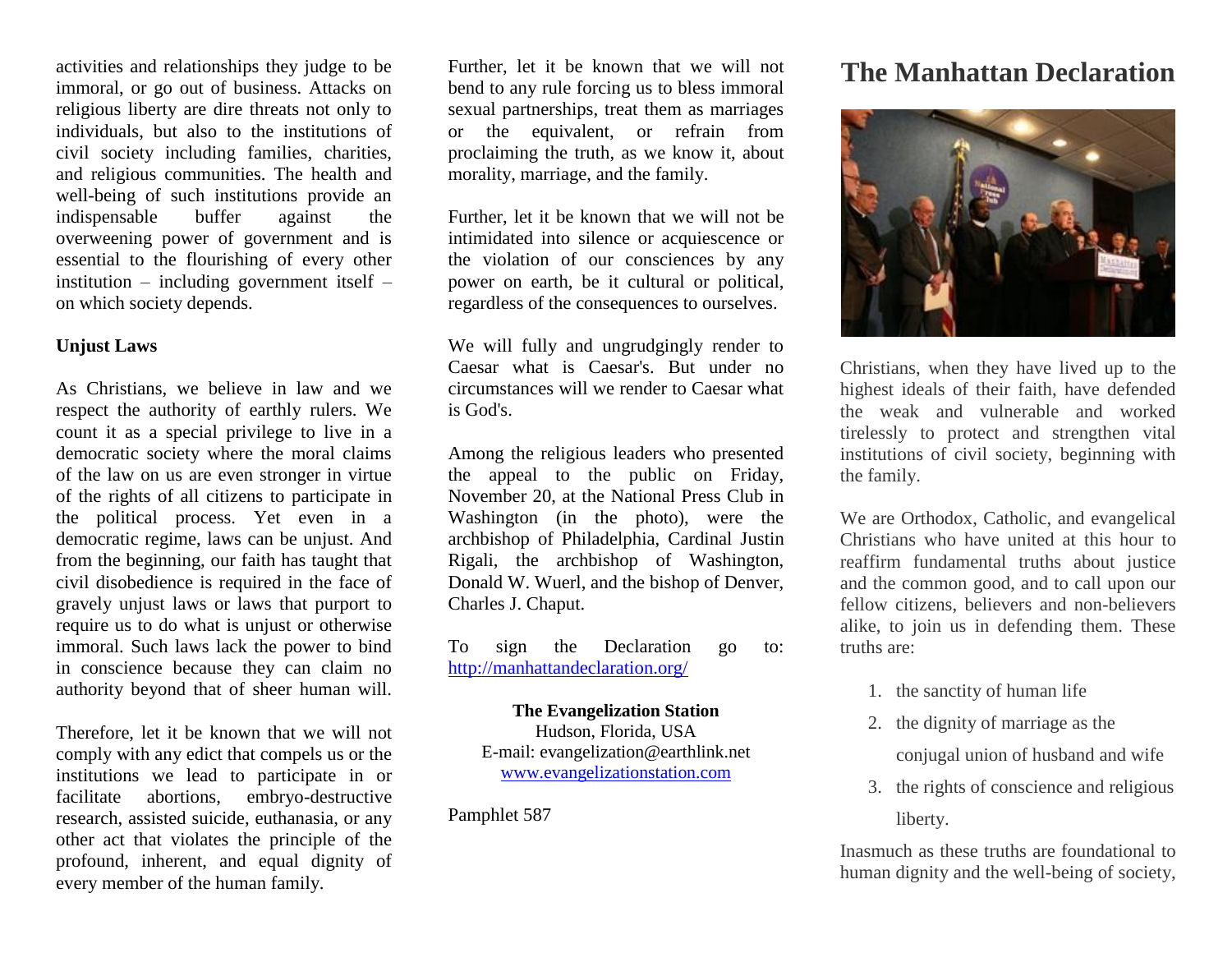activities and relationships they judge to be immoral, or go out of business. Attacks on religious liberty are dire threats not only to individuals, but also to the institutions of civil society including families, charities, and religious communities. The health and well-being of such institutions provide an indispensable buffer against the overweening power of government and is essential to the flourishing of every other institution – including government itself – on which society depends.

**Unjust Laws**

As Christians, we believe in law and we respect the authority of earthly rulers. We count it as a special privilege to live in a democratic society where the moral claims of the law on us are even stronger in virtue of the rights of all citizens to participate in the political process. Yet even in a democratic regime, laws can be unjust. And from the beginning, our faith has taught that civil disobedience is required in the face of gravely unjust laws or laws that purport to require us to do what is unjust or otherwise immoral. Such laws lack the power to bind in conscience because they can claim no authority beyond that of sheer human will.

Therefore, let it be known that we will not comply with any edict that compels us or the institutions we lead to participate in or facilitate abortions, embryo-destructive research, assisted suicide, euthanasia, or any other act that violates the principle of the profound, inherent, and equal dignity of every member of the human family.

Further, let it be known that we will not bend to any rule forcing us to bless immoral sexual partnerships, treat them as marriages or the equivalent, or refrain from proclaiming the truth, as we know it, about morality, marriage, and the family.

Further, let it be known that we will not be intimidated into silence or acquiescence or the violation of our consciences by any power on earth, be it cultural or political, regardless of the consequences to ourselves.

We will fully and ungrudgingly render to Caesar what is Caesar's. But under no circumstances will we render to Caesar what is God's.

Among the religious leaders who presented the appeal to the public on Friday, November 20, at the National Press Club in Washington (in the photo), were the archbishop of Philadelphia, Cardinal Justin Rigali, the archbishop of Washington, Donald W. Wuerl, and the bishop of Denver, Charles J. Chaput.

To sign the Declaration go to: http://manhattandeclaration.org/

**The Evangelization Station**
Hudson, Florida, USA
E-mail: evangelization@earthlink.net
www.evangelizationstation.com

Pamphlet 587

# The Manhattan Declaration

Christians, when they have lived up to the highest ideals of their faith, have defended the weak and vulnerable and worked tirelessly to protect and strengthen vital institutions of civil society, beginning with the family.

We are Orthodox, Catholic, and evangelical Christians who have united at this hour to reaffirm fundamental truths about justice and the common good, and to call upon our fellow citizens, believers and non-believers alike, to join us in defending them. These truths are:

1. the sanctity of human life
2. the dignity of marriage as the conjugal union of husband and wife
3. the rights of conscience and religious liberty.

Inasmuch as these truths are foundational to human dignity and the well-being of society,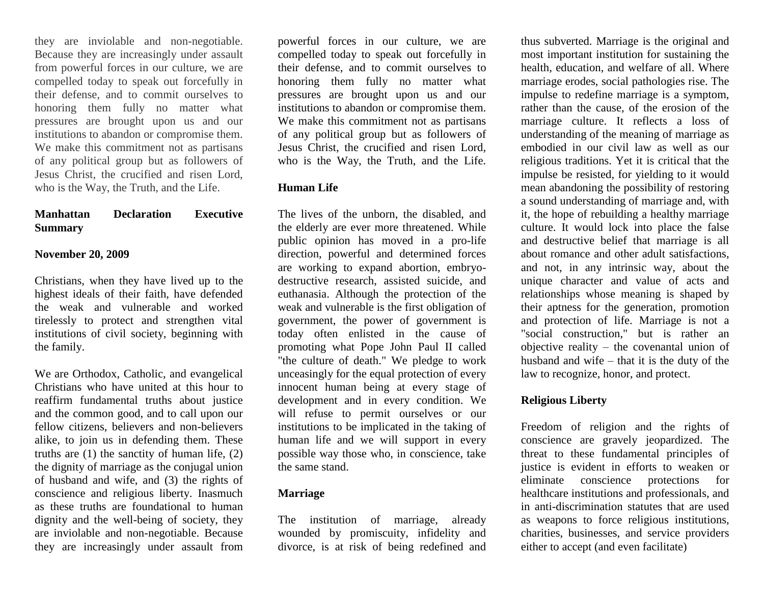they are inviolable and non-negotiable. Because they are increasingly under assault from powerful forces in our culture, we are compelled today to speak out forcefully in their defense, and to commit ourselves to honoring them fully no matter what pressures are brought upon us and our institutions to abandon or compromise them. We make this commitment not as partisans of any political group but as followers of Jesus Christ, the crucified and risen Lord, who is the Way, the Truth, and the Life.

**Manhattan Declaration Executive Summary**

**November 20, 2009**

Christians, when they have lived up to the highest ideals of their faith, have defended the weak and vulnerable and worked tirelessly to protect and strengthen vital institutions of civil society, beginning with the family.

We are Orthodox, Catholic, and evangelical Christians who have united at this hour to reaffirm fundamental truths about justice and the common good, and to call upon our fellow citizens, believers and non-believers alike, to join us in defending them. These truths are (1) the sanctity of human life, (2) the dignity of marriage as the conjugal union of husband and wife, and (3) the rights of conscience and religious liberty. Inasmuch as these truths are foundational to human dignity and the well-being of society, they are inviolable and non-negotiable. Because they are increasingly under assault from powerful forces in our culture, we are compelled today to speak out forcefully in their defense, and to commit ourselves to honoring them fully no matter what pressures are brought upon us and our institutions to abandon or compromise them. We make this commitment not as partisans of any political group but as followers of Jesus Christ, the crucified and risen Lord, who is the Way, the Truth, and the Life.

**Human Life**

The lives of the unborn, the disabled, and the elderly are ever more threatened. While public opinion has moved in a pro-life direction, powerful and determined forces are working to expand abortion, embryo-destructive research, assisted suicide, and euthanasia. Although the protection of the weak and vulnerable is the first obligation of government, the power of government is today often enlisted in the cause of promoting what Pope John Paul II called "the culture of death." We pledge to work unceasingly for the equal protection of every innocent human being at every stage of development and in every condition. We will refuse to permit ourselves or our institutions to be implicated in the taking of human life and we will support in every possible way those who, in conscience, take the same stand.

**Marriage**

The institution of marriage, already wounded by promiscuity, infidelity and divorce, is at risk of being redefined and thus subverted. Marriage is the original and most important institution for sustaining the health, education, and welfare of all. Where marriage erodes, social pathologies rise. The impulse to redefine marriage is a symptom, rather than the cause, of the erosion of the marriage culture. It reflects a loss of understanding of the meaning of marriage as embodied in our civil law as well as our religious traditions. Yet it is critical that the impulse be resisted, for yielding to it would mean abandoning the possibility of restoring a sound understanding of marriage and, with it, the hope of rebuilding a healthy marriage culture. It would lock into place the false and destructive belief that marriage is all about romance and other adult satisfactions, and not, in any intrinsic way, about the unique character and value of acts and relationships whose meaning is shaped by their aptness for the generation, promotion and protection of life. Marriage is not a "social construction," but is rather an objective reality – the covenantal union of husband and wife – that it is the duty of the law to recognize, honor, and protect.

**Religious Liberty**

Freedom of religion and the rights of conscience are gravely jeopardized. The threat to these fundamental principles of justice is evident in efforts to weaken or eliminate conscience protections for healthcare institutions and professionals, and in anti-discrimination statutes that are used as weapons to force religious institutions, charities, businesses, and service providers either to accept (and even facilitate)